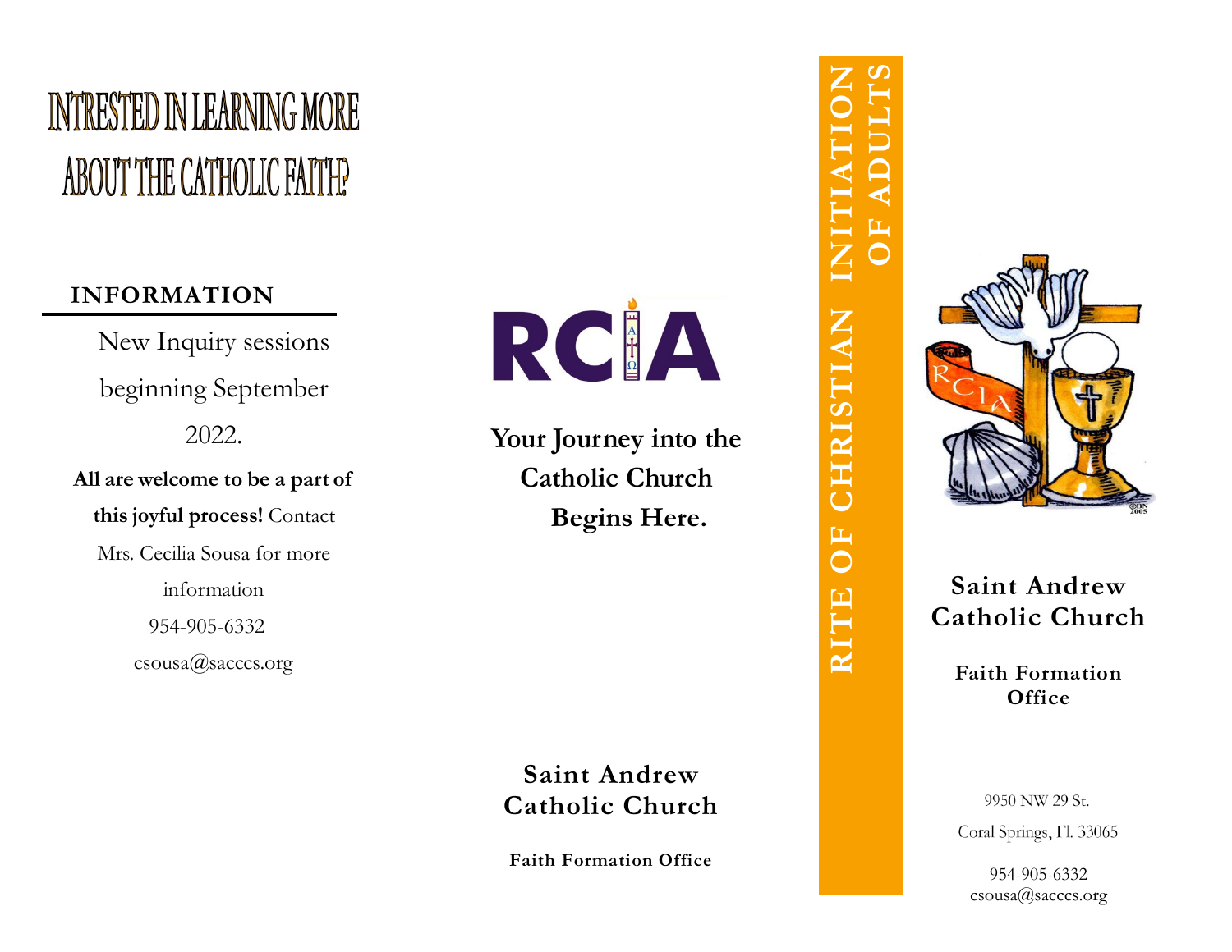# INTRESTED IN LEARNING MORE ABOUT THE CATHOLIC FAITH?

## INFORMATION

New Inquiry sessions beginning September 2022.

**All are welcome to be a part of this joyful process!** Contact Mrs. Cecilia Sousa for more information

954-905-6332

csousa@sacccs.org

RCIA

**Your Journey into the Catholic Church Begins Here.**

**Saint Andrew Catholic Church**

**Faith Formation Office**

**RITE OF CHRISTIAN INITIATION OF ADULTS**

**Saint Andrew Catholic Church**

**Faith Formation Office**

9950 NW 29 St.

Coral Springs, Fl. 33065

954-905-6332

csousa@sacccs.org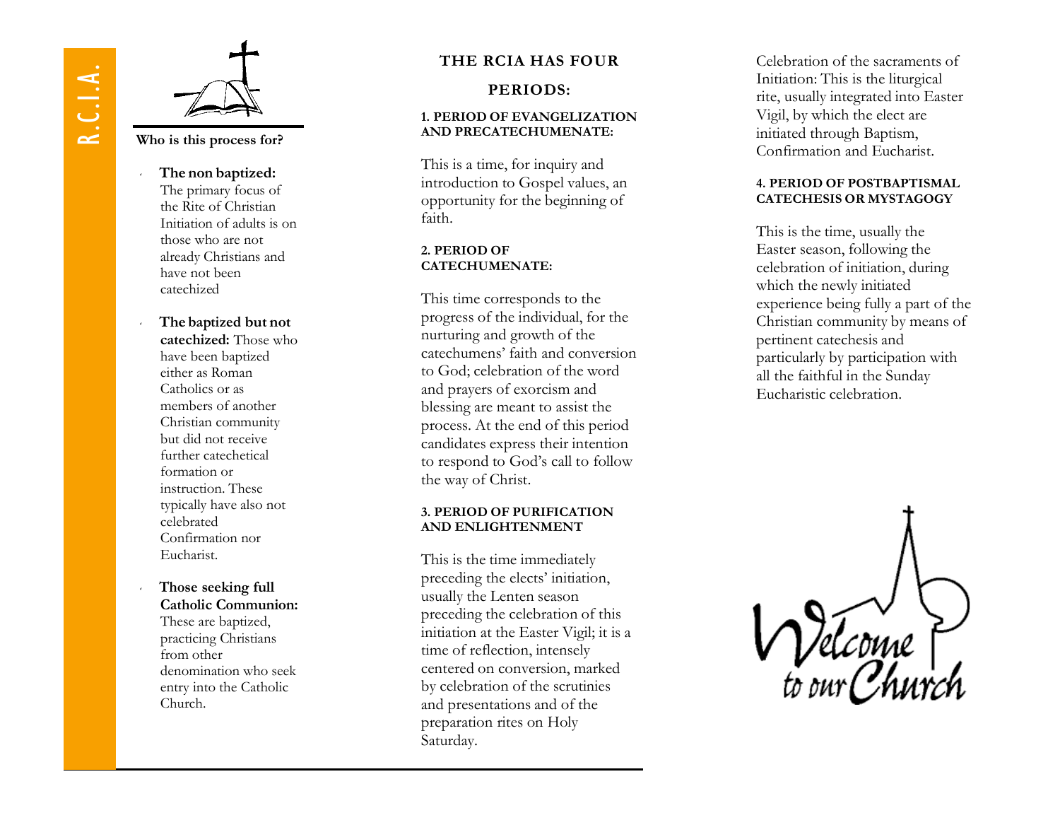R.C.I.A.

**Who is this process for?**

- **The non baptized:** The primary focus of the Rite of Christian Initiation of adults is on those who are not already Christians and have not been catechized
- **The baptized but not catechized:** Those who have been baptized either as Roman Catholics or as members of another Christian community but did not receive further catechetical formation or instruction. These typically have also not celebrated Confirmation nor Eucharist.
- **Those seeking full Catholic Communion:** These are baptized, practicing Christians from other denomination who seek entry into the Catholic Church.

## THE RCIA HAS FOUR PERIODS:

### 1. PERIOD OF EVANGELIZATION AND PRECATECHUMENATE:

This is a time, for inquiry and introduction to Gospel values, an opportunity for the beginning of faith.

### 2. PERIOD OF CATECHUMENATE:

This time corresponds to the progress of the individual, for the nurturing and growth of the catechumens' faith and conversion to God; celebration of the word and prayers of exorcism and blessing are meant to assist the process. At the end of this period candidates express their intention to respond to God's call to follow the way of Christ.

### 3. PERIOD OF PURIFICATION AND ENLIGHTENMENT

This is the time immediately preceding the elects' initiation, usually the Lenten season preceding the celebration of this initiation at the Easter Vigil; it is a time of reflection, intensely centered on conversion, marked by celebration of the scrutinies and presentations and of the preparation rites on Holy Saturday.

Celebration of the sacraments of Initiation: This is the liturgical rite, usually integrated into Easter Vigil, by which the elect are initiated through Baptism, Confirmation and Eucharist.

### 4. PERIOD OF POSTBAPTISMAL CATECHESIS OR MYSTAGOGY

This is the time, usually the Easter season, following the celebration of initiation, during which the newly initiated experience being fully a part of the Christian community by means of pertinent catechesis and particularly by participation with all the faithful in the Sunday Eucharistic celebration.

Welcome to our Church